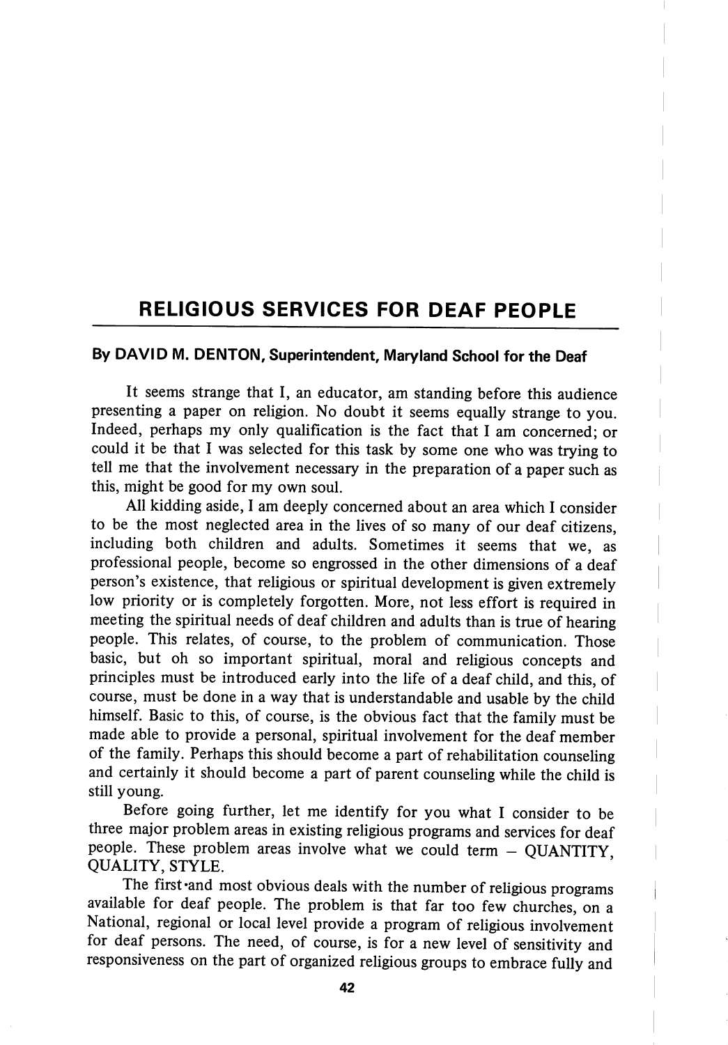# RELIGIOUS SERVICES FOR DEAF PEOPLE

**By DAVID M. DENTON, Superintendent, Maryland School for the Deaf**

It seems strange that I, an educator, am standing before this audience presenting a paper on religion. No doubt it seems equally strange to you. Indeed, perhaps my only qualification is the fact that I am concerned; or could it be that I was selected for this task by some one who was trying to tell me that the involvement necessary in the preparation of a paper such as this, might be good for my own soul.

All kidding aside, I am deeply concerned about an area which I consider to be the most neglected area in the lives of so many of our deaf citizens, including both children and adults. Sometimes it seems that we, as professional people, become so engrossed in the other dimensions of a deaf person's existence, that religious or spiritual development is given extremely low priority or is completely forgotten. More, not less effort is required in meeting the spiritual needs of deaf children and adults than is true of hearing people. This relates, of course, to the problem of communication. Those basic, but oh so important spiritual, moral and religious concepts and principles must be introduced early into the life of a deaf child, and this, of course, must be done in a way that is understandable and usable by the child himself. Basic to this, of course, is the obvious fact that the family must be made able to provide a personal, spiritual involvement for the deaf member of the family. Perhaps this should become a part of rehabilitation counseling and certainly it should become a part of parent counseling while the child is still young.

Before going further, let me identify for you what I consider to be three major problem areas in existing religious programs and services for deaf people. These problem areas involve what we could term – QUANTITY, QUALITY, STYLE.

The first and most obvious deals with the number of religious programs available for deaf people. The problem is that far too few churches, on a National, regional or local level provide a program of religious involvement for deaf persons. The need, of course, is for a new level of sensitivity and responsiveness on the part of organized religious groups to embrace fully and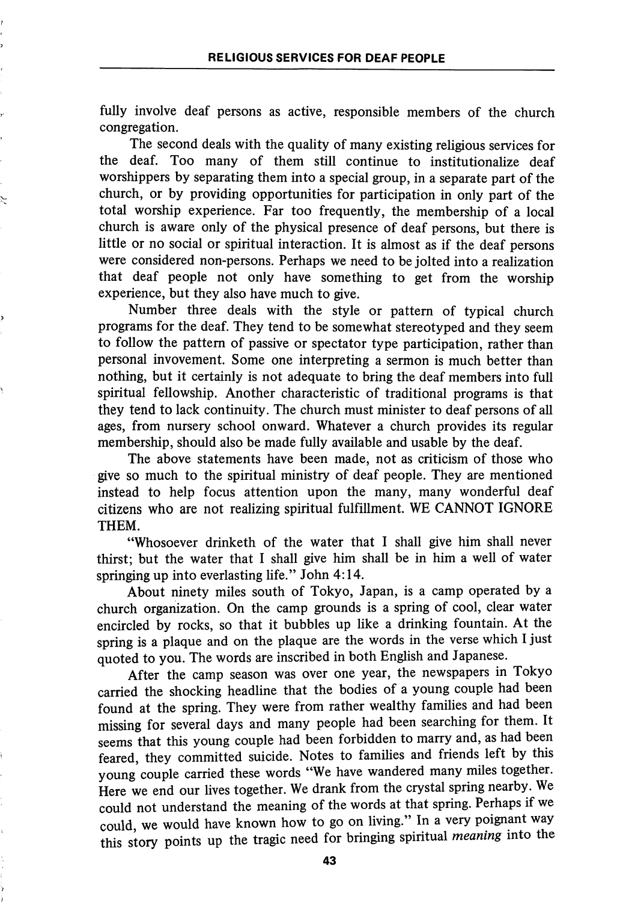fully involve deaf persons as active, responsible members of the church congregation.

The second deals with the quality of many existing religious services for the deaf. Too many of them still continue to institutionalize deaf worshippers by separating them into a special group, in a separate part of the church, or by providing opportunities for participation in only part of the total worship experience. Far too frequently, the membership of a local church is aware only of the physical presence of deaf persons, but there is little or no social or spiritual interaction. It is almost as if the deaf persons were considered non-persons. Perhaps we need to be jolted into a realization that deaf people not only have something to get from the worship experience, but they also have much to give.

Number three deals with the style or pattern of typical church programs for the deaf. They tend to be somewhat stereotyped and they seem to follow the pattern of passive or spectator type participation, rather than personal invovement. Some one interpreting a sermon is much better than nothing, but it certainly is not adequate to bring the deaf members into full spiritual fellowship. Another characteristic of traditional programs is that they tend to lack continuity. The church must minister to deaf persons of all ages, from nursery school onward. Whatever a church provides its regular membership, should also be made fully available and usable by the deaf.

The above statements have been made, not as criticism of those who give so much to the spiritual ministry of deaf people. They are mentioned instead to help focus attention upon the many, many wonderful deaf citizens who are not realizing spiritual fulfillment. WE CANNOT IGNORE THEM.

"Whosoever drinketh of the water that I shall give him shall never thirst; but the water that I shall give him shall be in him a well of water springing up into everlasting life." John 4:14.

About ninety miles south of Tokyo, Japan, is a camp operated by a church organization. On the camp grounds is a spring of cool, clear water encircled by rocks, so that it bubbles up like a drinking fountain. At the spring is a plaque and on the plaque are the words in the verse which I just quoted to you. The words are inscribed in both English and Japanese.

After the camp season was over one year, the newspapers in Tokyo carried the shocking headline that the bodies of a young couple had been found at the spring. They were from rather wealthy families and had been missing for several days and many people had been searching for them. It seems that this young couple had been forbidden to marry and, as had been feared, they committed suicide. Notes to families and friends left by this young couple carried these words "We have wandered many miles together. Here we end our lives together. We drank from the crystal spring nearby. We could not understand the meaning of the words at that spring. Perhaps if we could, we would have known how to go on living." In a very poignant way this story points up the tragic need for bringing spiritual *meaning* into the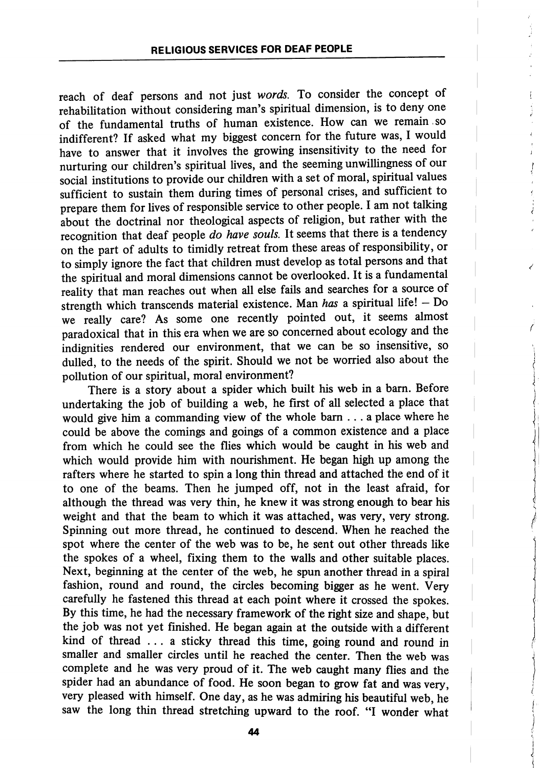reach of deaf persons and not just *words*. To consider the concept of rehabilitation without considering man's spiritual dimension, is to deny one of the fundamental truths of human existence. How can we remain so indifferent? If asked what my biggest concern for the future was, I would have to answer that it involves the growing insensitivity to the need for nurturing our children's spiritual lives, and the seeming unwillingness of our social institutions to provide our children with a set of moral, spiritual values sufficient to sustain them during times of personal crises, and sufficient to prepare them for lives of responsible service to other people. I am not talking about the doctrinal nor theological aspects of religion, but rather with the recognition that deaf people *do have souls*. It seems that there is a tendency on the part of adults to timidly retreat from these areas of responsibility, or to simply ignore the fact that children must develop as total persons and that the spiritual and moral dimensions cannot be overlooked. It is a fundamental reality that man reaches out when all else fails and searches for a source of strength which transcends material existence. Man *has* a spiritual life! – Do we really care? As some one recently pointed out, it seems almost paradoxical that in this era when we are so concerned about ecology and the indignities rendered our environment, that we can be so insensitive, so dulled, to the needs of the spirit. Should we not be worried also about the pollution of our spiritual, moral environment?

There is a story about a spider which built his web in a barn. Before undertaking the job of building a web, he first of all selected a place that would give him a commanding view of the whole barn . . . a place where he could be above the comings and goings of a common existence and a place from which he could see the flies which would be caught in his web and which would provide him with nourishment. He began high up among the rafters where he started to spin a long thin thread and attached the end of it to one of the beams. Then he jumped off, not in the least afraid, for although the thread was very thin, he knew it was strong enough to bear his weight and that the beam to which it was attached, was very, very strong. Spinning out more thread, he continued to descend. When he reached the spot where the center of the web was to be, he sent out other threads like the spokes of a wheel, fixing them to the walls and other suitable places. Next, beginning at the center of the web, he spun another thread in a spiral fashion, round and round, the circles becoming bigger as he went. Very carefully he fastened this thread at each point where it crossed the spokes. By this time, he had the necessary framework of the right size and shape, but the job was not yet finished. He began again at the outside with a different kind of thread . . . a sticky thread this time, going round and round in smaller and smaller circles until he reached the center. Then the web was complete and he was very proud of it. The web caught many flies and the spider had an abundance of food. He soon began to grow fat and was very, very pleased with himself. One day, as he was admiring his beautiful web, he saw the long thin thread stretching upward to the roof. "I wonder what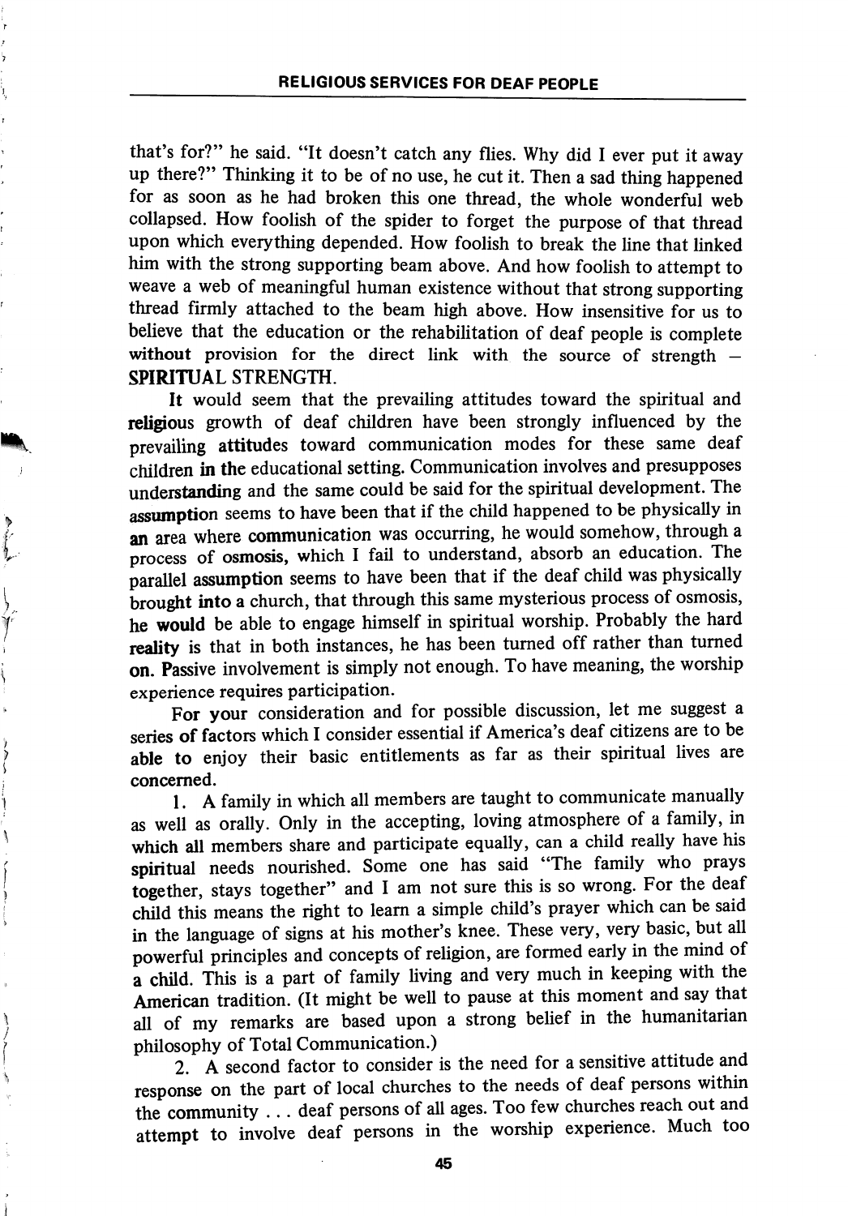that's for?" he said. "It doesn't catch any flies. Why did I ever put it away up there?" Thinking it to be of no use, he cut it. Then a sad thing happened for as soon as he had broken this one thread, the whole wonderful web collapsed. How foolish of the spider to forget the purpose of that thread upon which everything depended. How foolish to break the line that linked him with the strong supporting beam above. And how foolish to attempt to weave a web of meaningful human existence without that strong supporting thread firmly attached to the beam high above. How insensitive for us to believe that the education or the rehabilitation of deaf people is complete without provision for the direct link with the source of strength – SPIRITUAL STRENGTH.

It would seem that the prevailing attitudes toward the spiritual and religious growth of deaf children have been strongly influenced by the prevailing attitudes toward communication modes for these same deaf children in the educational setting. Communication involves and presupposes understanding and the same could be said for the spiritual development. The assumption seems to have been that if the child happened to be physically in an area where communication was occurring, he would somehow, through a process of osmosis, which I fail to understand, absorb an education. The parallel assumption seems to have been that if the deaf child was physically brought into a church, that through this same mysterious process of osmosis, he would be able to engage himself in spiritual worship. Probably the hard reality is that in both instances, he has been turned off rather than turned on. Passive involvement is simply not enough. To have meaning, the worship experience requires participation.

For your consideration and for possible discussion, let me suggest a series of factors which I consider essential if America's deaf citizens are to be able to enjoy their basic entitlements as far as their spiritual lives are concerned.

1. A family in which all members are taught to communicate manually as well as orally. Only in the accepting, loving atmosphere of a family, in which all members share and participate equally, can a child really have his spiritual needs nourished. Some one has said "The family who prays together, stays together" and I am not sure this is so wrong. For the deaf child this means the right to learn a simple child's prayer which can be said in the language of signs at his mother's knee. These very, very basic, but all powerful principles and concepts of religion, are formed early in the mind of a child. This is a part of family living and very much in keeping with the American tradition. (It might be well to pause at this moment and say that all of my remarks are based upon a strong belief in the humanitarian philosophy of Total Communication.)

2. A second factor to consider is the need for a sensitive attitude and response on the part of local churches to the needs of deaf persons within the community . . . deaf persons of all ages. Too few churches reach out and attempt to involve deaf persons in the worship experience. Much too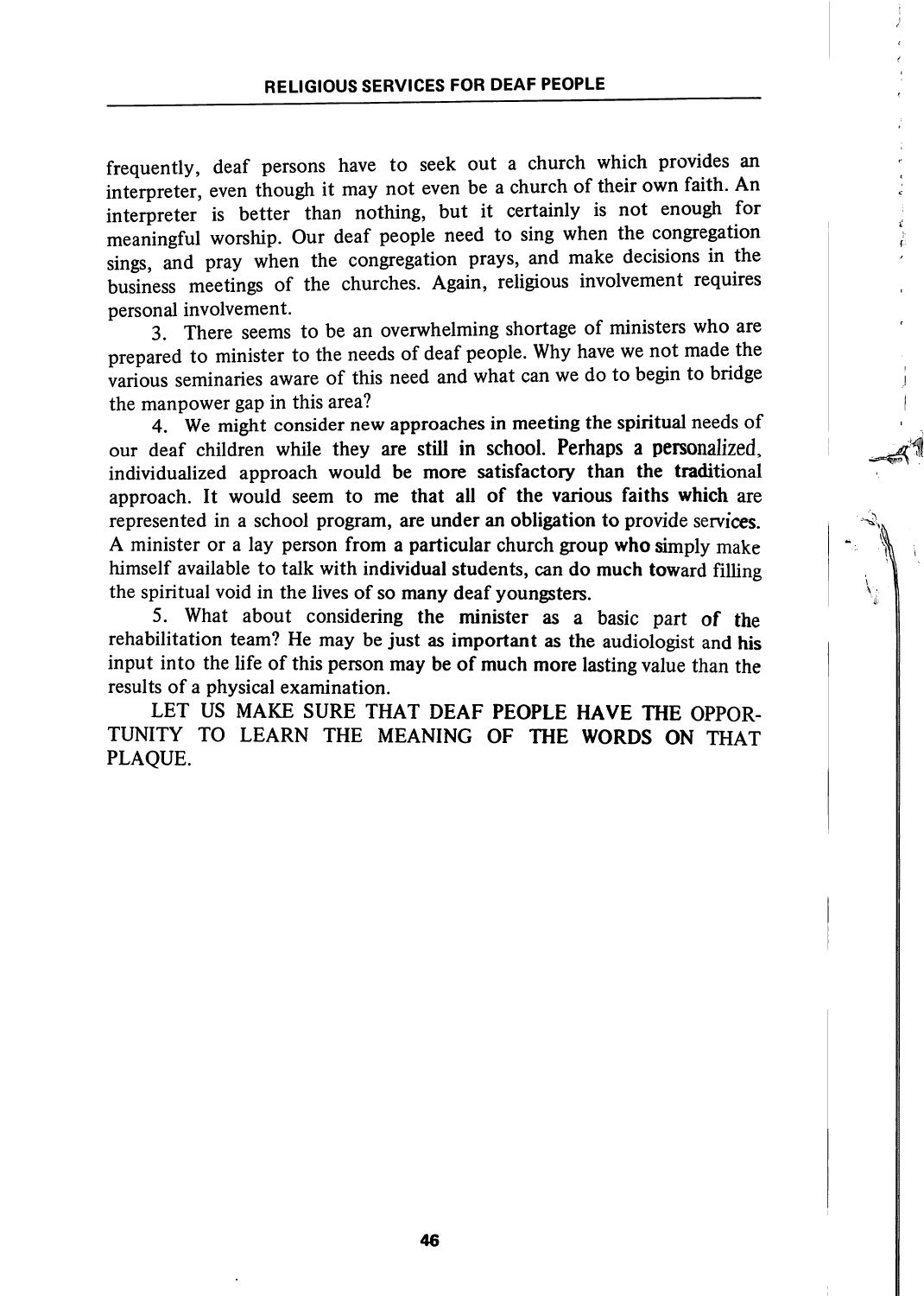frequently, deaf persons have to seek out a church which provides an interpreter, even though it may not even be a church of their own faith. An interpreter is better than nothing, but it certainly is not enough for meaningful worship. Our deaf people need to sing when the congregation sings, and pray when the congregation prays, and make decisions in the business meetings of the churches. Again, religious involvement requires personal involvement.

3. There seems to be an overwhelming shortage of ministers who are prepared to minister to the needs of deaf people. Why have we not made the various seminaries aware of this need and what can we do to begin to bridge the manpower gap in this area?

4. We might consider new approaches in meeting the spiritual needs of our deaf children while they are still in school. Perhaps a personalized, individualized approach would be more satisfactory than the traditional approach. It would seem to me that all of the various faiths which are represented in a school program, are under an obligation to provide services. A minister or a lay person from a particular church group who simply make himself available to talk with individual students, can do much toward filling the spiritual void in the lives of so many deaf youngsters.

5. What about considering the minister as a basic part of the rehabilitation team? He may be just as important as the audiologist and his input into the life of this person may be of much more lasting value than the results of a physical examination.

LET US MAKE SURE THAT DEAF PEOPLE HAVE THE OPPORTUNITY TO LEARN THE MEANING OF THE WORDS ON THAT PLAQUE.